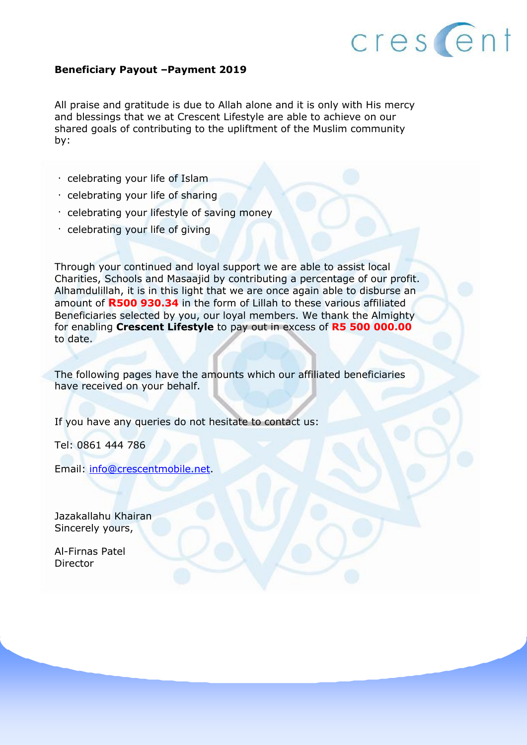**Beneficiary Payout –Payment 2019**

All praise and gratitude is due to Allah alone and it is only with His mercy and blessings that we at Crescent Lifestyle are able to achieve on our shared goals of contributing to the upliftment of the Muslim community by:

- celebrating your life of Islam
- celebrating your life of sharing
- celebrating your lifestyle of saving money
- celebrating your life of giving

Through your continued and loyal support we are able to assist local Charities, Schools and Masaajid by contributing a percentage of our profit. Alhamdulillah, it is in this light that we are once again able to disburse an amount of **R500 930.34** in the form of Lillah to these various affiliated Beneficiaries selected by you, our loyal members. We thank the Almighty for enabling **Crescent Lifestyle** to pay out in excess of **R5 500 000.00** to date.

The following pages have the amounts which our affiliated beneficiaries have received on your behalf.

If you have any queries do not hesitate to contact us:

Tel: 0861 444 786

Email: info@crescentmobile.net.

Jazakallahu Khairan
Sincerely yours,

Al-Firnas Patel
Director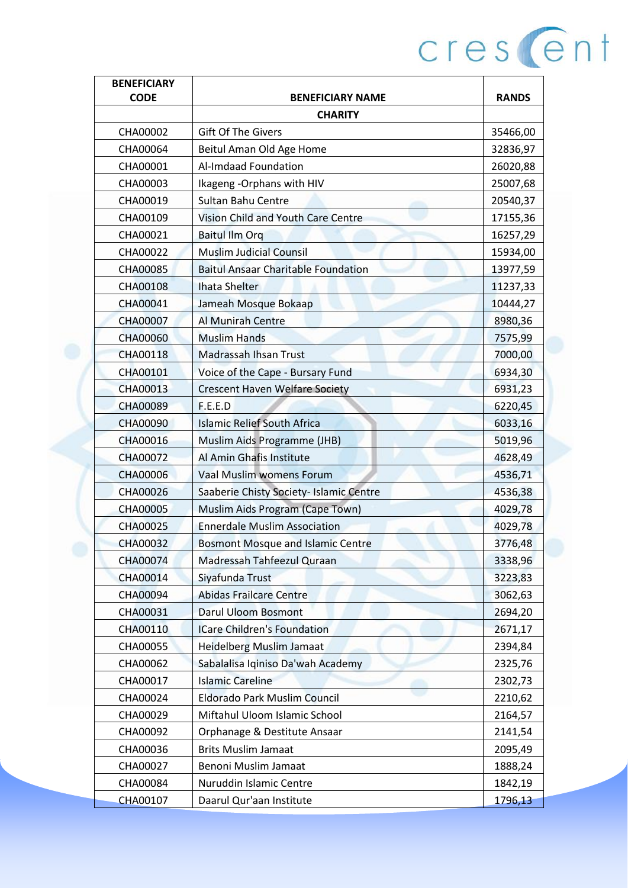| BENEFICIARY CODE | BENEFICIARY NAME | RANDS |
|---|---|---|
| | **CHARITY** | |
| CHA00002 | Gift Of The Givers | 35466,00 |
| CHA00064 | Beitul Aman Old Age Home | 32836,97 |
| CHA00001 | Al-Imdaad Foundation | 26020,88 |
| CHA00003 | Ikageng -Orphans with HIV | 25007,68 |
| CHA00019 | Sultan Bahu Centre | 20540,37 |
| CHA00109 | Vision Child and Youth Care Centre | 17155,36 |
| CHA00021 | Baitul Ilm Orq | 16257,29 |
| CHA00022 | Muslim Judicial Counsil | 15934,00 |
| CHA00085 | Baitul Ansaar Charitable Foundation | 13977,59 |
| CHA00108 | Ihata Shelter | 11237,33 |
| CHA00041 | Jameah Mosque Bokaap | 10444,27 |
| CHA00007 | Al Munirah Centre | 8980,36 |
| CHA00060 | Muslim Hands | 7575,99 |
| CHA00118 | Madrassah Ihsan Trust | 7000,00 |
| CHA00101 | Voice of the Cape - Bursary Fund | 6934,30 |
| CHA00013 | Crescent Haven Welfare Society | 6931,23 |
| CHA00089 | F.E.E.D | 6220,45 |
| CHA00090 | Islamic Relief South Africa | 6033,16 |
| CHA00016 | Muslim Aids Programme (JHB) | 5019,96 |
| CHA00072 | Al Amin Ghafis Institute | 4628,49 |
| CHA00006 | Vaal Muslim womens Forum | 4536,71 |
| CHA00026 | Saaberie Chisty Society- Islamic Centre | 4536,38 |
| CHA00005 | Muslim Aids Program (Cape Town) | 4029,78 |
| CHA00025 | Ennerdale Muslim Association | 4029,78 |
| CHA00032 | Bosmont Mosque and Islamic Centre | 3776,48 |
| CHA00074 | Madressah Tahfeezul Quraan | 3338,96 |
| CHA00014 | Siyafunda Trust | 3223,83 |
| CHA00094 | Abidas Frailcare Centre | 3062,63 |
| CHA00031 | Darul Uloom Bosmont | 2694,20 |
| CHA00110 | ICare Children's Foundation | 2671,17 |
| CHA00055 | Heidelberg Muslim Jamaat | 2394,84 |
| CHA00062 | Sabalalisa Iqiniso Da'wah Academy | 2325,76 |
| CHA00017 | Islamic Careline | 2302,73 |
| CHA00024 | Eldorado Park Muslim Council | 2210,62 |
| CHA00029 | Miftahul Uloom Islamic School | 2164,57 |
| CHA00092 | Orphanage & Destitute Ansaar | 2141,54 |
| CHA00036 | Brits Muslim Jamaat | 2095,49 |
| CHA00027 | Benoni Muslim Jamaat | 1888,24 |
| CHA00084 | Nuruddin Islamic Centre | 1842,19 |
| CHA00107 | Daarul Qur'aan Institute | 1796,13 |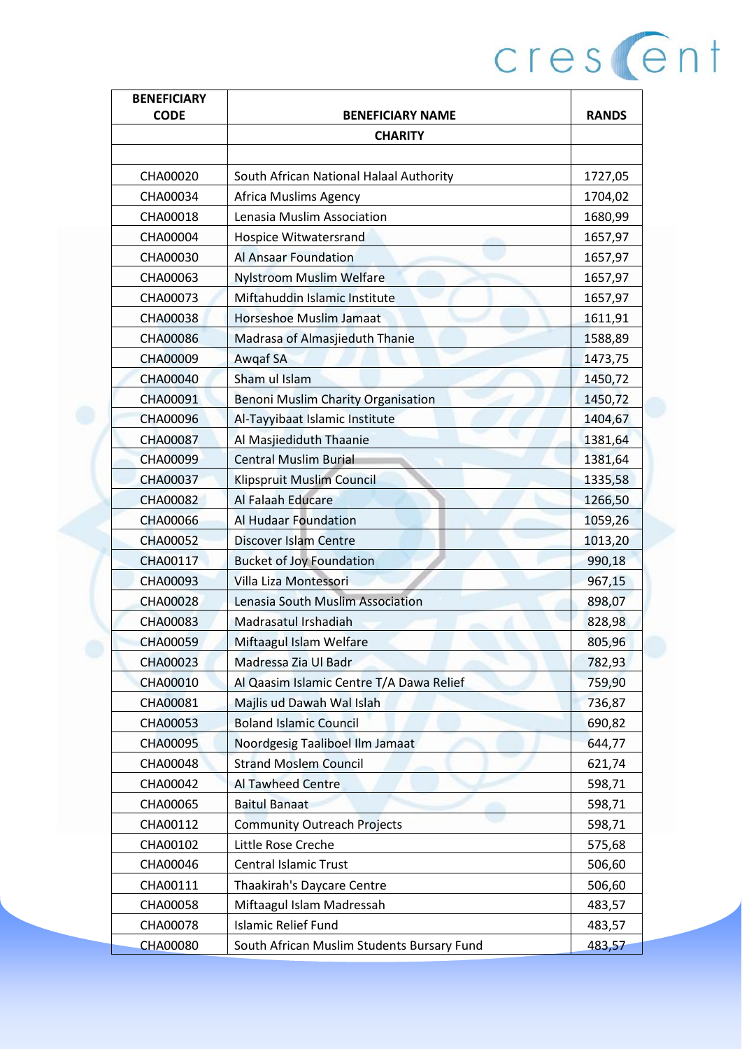| BENEFICIARY CODE | BENEFICIARY NAME | RANDS |
|---|---|---|
| | **CHARITY** | |
| | | |
| CHA00020 | South African National Halaal Authority | 1727,05 |
| CHA00034 | Africa Muslims Agency | 1704,02 |
| CHA00018 | Lenasia Muslim Association | 1680,99 |
| CHA00004 | Hospice Witwatersrand | 1657,97 |
| CHA00030 | Al Ansaar Foundation | 1657,97 |
| CHA00063 | Nylstroom Muslim Welfare | 1657,97 |
| CHA00073 | Miftahuddin Islamic Institute | 1657,97 |
| CHA00038 | Horseshoe Muslim Jamaat | 1611,91 |
| CHA00086 | Madrasa of Almasjieduth Thanie | 1588,89 |
| CHA00009 | Awqaf SA | 1473,75 |
| CHA00040 | Sham ul Islam | 1450,72 |
| CHA00091 | Benoni Muslim Charity Organisation | 1450,72 |
| CHA00096 | Al-Tayyibaat Islamic Institute | 1404,67 |
| CHA00087 | Al Masjiediduth Thaanie | 1381,64 |
| CHA00099 | Central Muslim Burial | 1381,64 |
| CHA00037 | Klipspruit Muslim Council | 1335,58 |
| CHA00082 | Al Falaah Educare | 1266,50 |
| CHA00066 | Al Hudaar Foundation | 1059,26 |
| CHA00052 | Discover Islam Centre | 1013,20 |
| CHA00117 | Bucket of Joy Foundation | 990,18 |
| CHA00093 | Villa Liza Montessori | 967,15 |
| CHA00028 | Lenasia South Muslim Association | 898,07 |
| CHA00083 | Madrasatul Irshadiah | 828,98 |
| CHA00059 | Miftaagul Islam Welfare | 805,96 |
| CHA00023 | Madressa Zia Ul Badr | 782,93 |
| CHA00010 | Al Qaasim Islamic Centre T/A Dawa Relief | 759,90 |
| CHA00081 | Majlis ud Dawah Wal Islah | 736,87 |
| CHA00053 | Boland Islamic Council | 690,82 |
| CHA00095 | Noordgesig Taaliboel Ilm Jamaat | 644,77 |
| CHA00048 | Strand Moslem Council | 621,74 |
| CHA00042 | Al Tawheed Centre | 598,71 |
| CHA00065 | Baitul Banaat | 598,71 |
| CHA00112 | Community Outreach Projects | 598,71 |
| CHA00102 | Little Rose Creche | 575,68 |
| CHA00046 | Central Islamic Trust | 506,60 |
| CHA00111 | Thaakirah's Daycare Centre | 506,60 |
| CHA00058 | Miftaagul Islam Madressah | 483,57 |
| CHA00078 | Islamic Relief Fund | 483,57 |
| CHA00080 | South African Muslim Students Bursary Fund | 483,57 |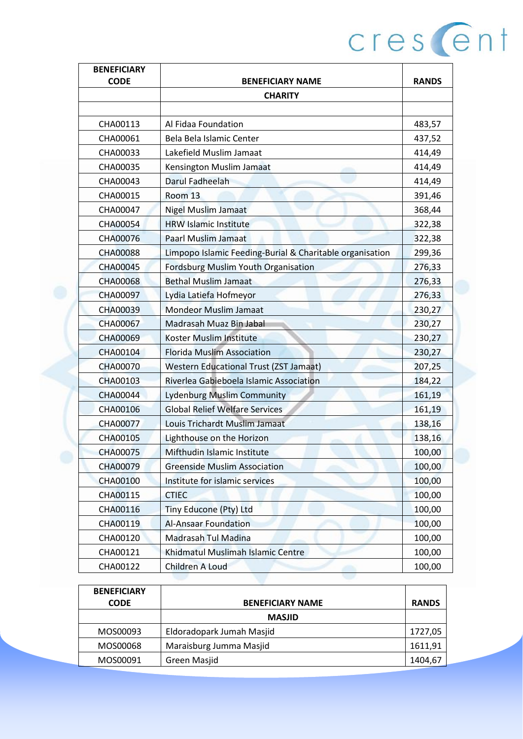| BENEFICIARY CODE | BENEFICIARY NAME | RANDS |
|---|---|---|
| | **CHARITY** | |
| | | |
| CHA00113 | Al Fidaa Foundation | 483,57 |
| CHA00061 | Bela Bela Islamic Center | 437,52 |
| CHA00033 | Lakefield Muslim Jamaat | 414,49 |
| CHA00035 | Kensington Muslim Jamaat | 414,49 |
| CHA00043 | Darul Fadheelah | 414,49 |
| CHA00015 | Room 13 | 391,46 |
| CHA00047 | Nigel Muslim Jamaat | 368,44 |
| CHA00054 | HRW Islamic Institute | 322,38 |
| CHA00076 | Paarl Muslim Jamaat | 322,38 |
| CHA00088 | Limpopo Islamic Feeding-Burial & Charitable organisation | 299,36 |
| CHA00045 | Fordsburg Muslim Youth Organisation | 276,33 |
| CHA00068 | Bethal Muslim Jamaat | 276,33 |
| CHA00097 | Lydia Latiefa Hofmeyor | 276,33 |
| CHA00039 | Mondeor Muslim Jamaat | 230,27 |
| CHA00067 | Madrasah Muaz Bin Jabal | 230,27 |
| CHA00069 | Koster Muslim Institute | 230,27 |
| CHA00104 | Florida Muslim Association | 230,27 |
| CHA00070 | Western Educational Trust (ZST Jamaat) | 207,25 |
| CHA00103 | Riverlea Gabieboela Islamic Association | 184,22 |
| CHA00044 | Lydenburg Muslim Community | 161,19 |
| CHA00106 | Global Relief Welfare Services | 161,19 |
| CHA00077 | Louis Trichardt Muslim Jamaat | 138,16 |
| CHA00105 | Lighthouse on the Horizon | 138,16 |
| CHA00075 | Mifthudin Islamic Institute | 100,00 |
| CHA00079 | Greenside Muslim Association | 100,00 |
| CHA00100 | Institute for islamic services | 100,00 |
| CHA00115 | CTIEC | 100,00 |
| CHA00116 | Tiny Educone (Pty) Ltd | 100,00 |
| CHA00119 | Al-Ansaar Foundation | 100,00 |
| CHA00120 | Madrasah Tul Madina | 100,00 |
| CHA00121 | Khidmatul Muslimah Islamic Centre | 100,00 |
| CHA00122 | Children A Loud | 100,00 |

| BENEFICIARY CODE | BENEFICIARY NAME | RANDS |
|---|---|---|
| | **MASJID** | |
| MOS00093 | Eldoradopark Jumah Masjid | 1727,05 |
| MOS00068 | Maraisburg Jumma Masjid | 1611,91 |
| MOS00091 | Green Masjid | 1404,67 |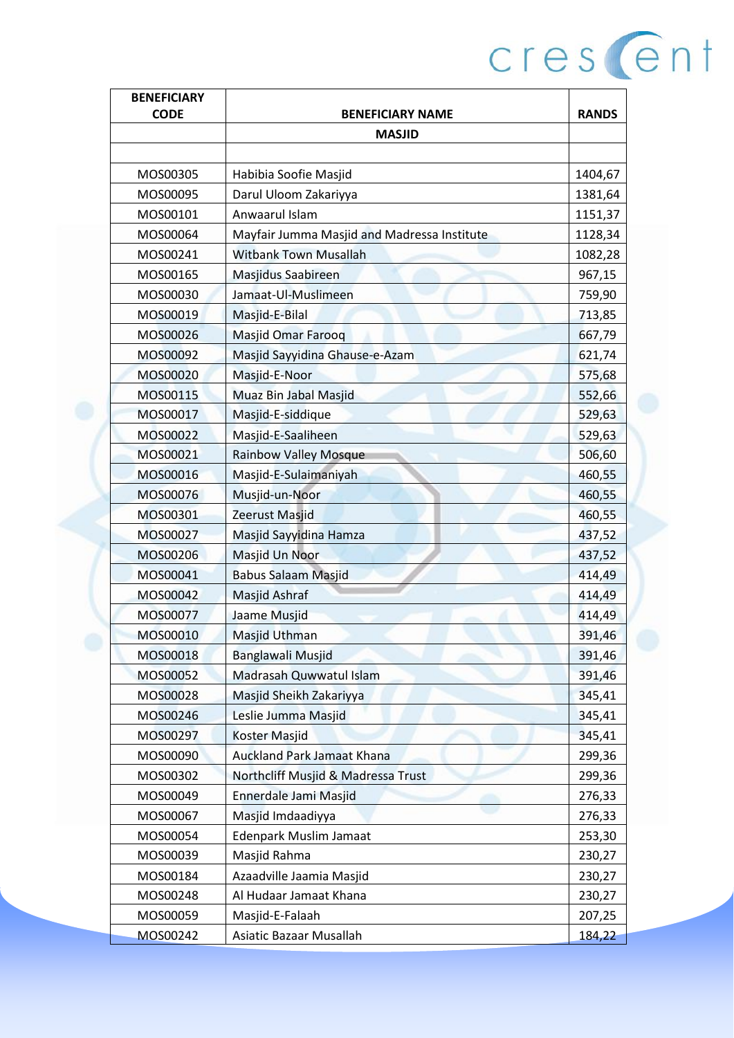| BENEFICIARY CODE | BENEFICIARY NAME | RANDS |
|---|---|---|
| | **MASJID** | |
| | | |
| MOS00305 | Habibia Soofie Masjid | 1404,67 |
| MOS00095 | Darul Uloom Zakariyya | 1381,64 |
| MOS00101 | Anwaarul Islam | 1151,37 |
| MOS00064 | Mayfair Jumma Masjid and Madressa Institute | 1128,34 |
| MOS00241 | Witbank Town Musallah | 1082,28 |
| MOS00165 | Masjidus Saabireen | 967,15 |
| MOS00030 | Jamaat-Ul-Muslimeen | 759,90 |
| MOS00019 | Masjid-E-Bilal | 713,85 |
| MOS00026 | Masjid Omar Farooq | 667,79 |
| MOS00092 | Masjid Sayyidina Ghause-e-Azam | 621,74 |
| MOS00020 | Masjid-E-Noor | 575,68 |
| MOS00115 | Muaz Bin Jabal Masjid | 552,66 |
| MOS00017 | Masjid-E-siddique | 529,63 |
| MOS00022 | Masjid-E-Saaliheen | 529,63 |
| MOS00021 | Rainbow Valley Mosque | 506,60 |
| MOS00016 | Masjid-E-Sulaimaniyah | 460,55 |
| MOS00076 | Musjid-un-Noor | 460,55 |
| MOS00301 | Zeerust Masjid | 460,55 |
| MOS00027 | Masjid Sayyidina Hamza | 437,52 |
| MOS00206 | Masjid Un Noor | 437,52 |
| MOS00041 | Babus Salaam Masjid | 414,49 |
| MOS00042 | Masjid Ashraf | 414,49 |
| MOS00077 | Jaame Musjid | 414,49 |
| MOS00010 | Masjid Uthman | 391,46 |
| MOS00018 | Banglawali Musjid | 391,46 |
| MOS00052 | Madrasah Quwwatul Islam | 391,46 |
| MOS00028 | Masjid Sheikh Zakariyya | 345,41 |
| MOS00246 | Leslie Jumma Masjid | 345,41 |
| MOS00297 | Koster Masjid | 345,41 |
| MOS00090 | Auckland Park Jamaat Khana | 299,36 |
| MOS00302 | Northcliff Musjid & Madressa Trust | 299,36 |
| MOS00049 | Ennerdale Jami Masjid | 276,33 |
| MOS00067 | Masjid Imdaadiyya | 276,33 |
| MOS00054 | Edenpark Muslim Jamaat | 253,30 |
| MOS00039 | Masjid Rahma | 230,27 |
| MOS00184 | Azaadville Jaamia Masjid | 230,27 |
| MOS00248 | Al Hudaar Jamaat Khana | 230,27 |
| MOS00059 | Masjid-E-Falaah | 207,25 |
| MOS00242 | Asiatic Bazaar Musallah | 184,22 |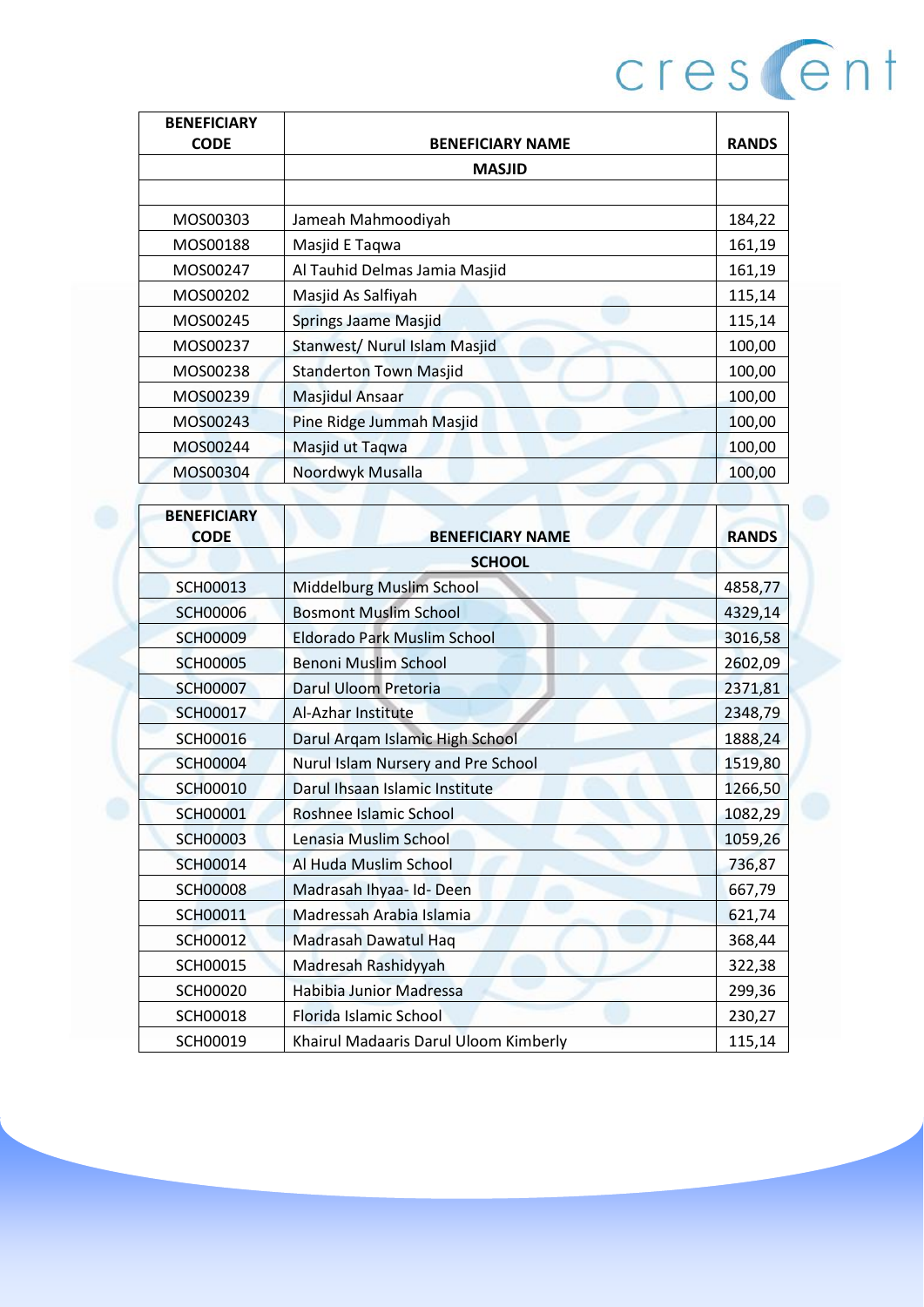| BENEFICIARY CODE | BENEFICIARY NAME | RANDS |
| --- | --- | --- |
| | **MASJID** | |
| | | |
| MOS00303 | Jameah Mahmoodiyah | 184,22 |
| MOS00188 | Masjid E Taqwa | 161,19 |
| MOS00247 | Al Tauhid Delmas Jamia Masjid | 161,19 |
| MOS00202 | Masjid As Salfiyah | 115,14 |
| MOS00245 | Springs Jaame Masjid | 115,14 |
| MOS00237 | Stanwest/ Nurul Islam Masjid | 100,00 |
| MOS00238 | Standerton Town Masjid | 100,00 |
| MOS00239 | Masjidul Ansaar | 100,00 |
| MOS00243 | Pine Ridge Jummah Masjid | 100,00 |
| MOS00244 | Masjid ut Taqwa | 100,00 |
| MOS00304 | Noordwyk Musalla | 100,00 |

| BENEFICIARY CODE | BENEFICIARY NAME | RANDS |
| --- | --- | --- |
| | **SCHOOL** | |
| SCH00013 | Middelburg Muslim School | 4858,77 |
| SCH00006 | Bosmont Muslim School | 4329,14 |
| SCH00009 | Eldorado Park Muslim School | 3016,58 |
| SCH00005 | Benoni Muslim School | 2602,09 |
| SCH00007 | Darul Uloom Pretoria | 2371,81 |
| SCH00017 | Al-Azhar Institute | 2348,79 |
| SCH00016 | Darul Arqam Islamic High School | 1888,24 |
| SCH00004 | Nurul Islam Nursery and Pre School | 1519,80 |
| SCH00010 | Darul Ihsaan Islamic Institute | 1266,50 |
| SCH00001 | Roshnee Islamic School | 1082,29 |
| SCH00003 | Lenasia Muslim School | 1059,26 |
| SCH00014 | Al Huda Muslim School | 736,87 |
| SCH00008 | Madrasah Ihyaa- Id- Deen | 667,79 |
| SCH00011 | Madressah Arabia Islamia | 621,74 |
| SCH00012 | Madrasah Dawatul Haq | 368,44 |
| SCH00015 | Madresah Rashidyyah | 322,38 |
| SCH00020 | Habibia Junior Madressa | 299,36 |
| SCH00018 | Florida Islamic School | 230,27 |
| SCH00019 | Khairul Madaaris Darul Uloom Kimberly | 115,14 |